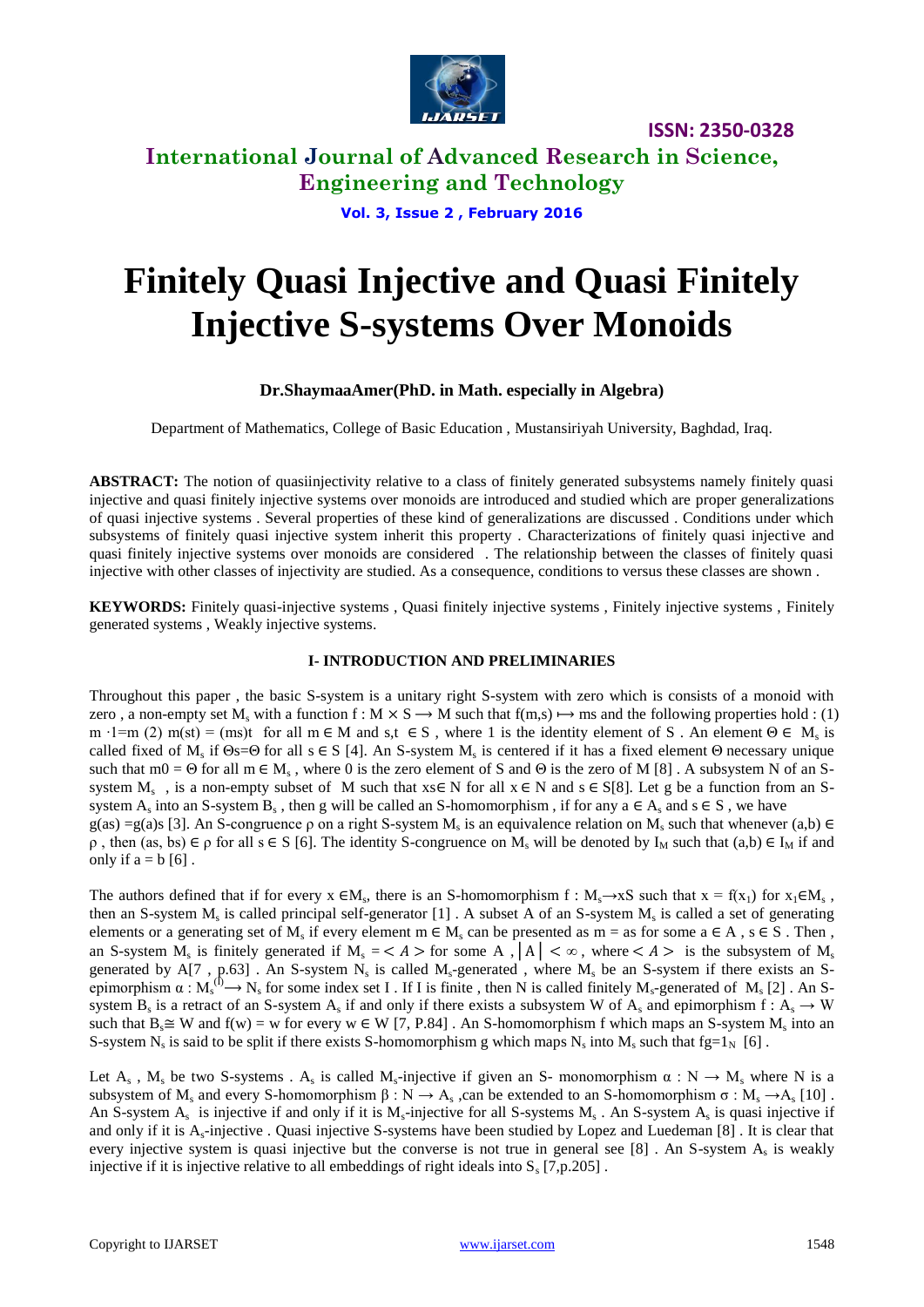# Finitely Quasi Injective and Quasi Finitely Injective S-systems Over Monoids

**Dr.ShaymaaAmer(PhD. in Math. especially in Algebra)**

Department of Mathematics, College of Basic Education , Mustansiriyah University, Baghdad, Iraq.

**ABSTRACT:** The notion of quasiinjectivity relative to a class of finitely generated subsystems namely finitely quasi injective and quasi finitely injective systems over monoids are introduced and studied which are proper generalizations of quasi injective systems . Several properties of these kind of generalizations are discussed . Conditions under which subsystems of finitely quasi injective system inherit this property . Characterizations of finitely quasi injective and quasi finitely injective systems over monoids are considered . The relationship between the classes of finitely quasi injective with other classes of injectivity are studied. As a consequence, conditions to versus these classes are shown .

**KEYWORDS:** Finitely quasi-injective systems , Quasi finitely injective systems , Finitely injective systems , Finitely generated systems , Weakly injective systems.

## I- INTRODUCTION AND PRELIMINARIES

Throughout this paper , the basic S-system is a unitary right S-system with zero which is consists of a monoid with zero , a non-empty set $M_s$ with a function $f : M \times S \longrightarrow M$ such that $f(m,s) \mapsto ms$ and the following properties hold : (1) $m \cdot 1 = m$ (2) $m(st) = (ms)t$ for all $m \in M$ and $s,t \in S$ , where 1 is the identity element of S . An element $\Theta \in M_s$ is called fixed of $M_s$ if $\Theta s = \Theta$ for all $s \in S$ [4]. An S-system $M_s$ is centered if it has a fixed element $\Theta$ necessary unique such that $m0 = \Theta$ for all $m \in M_s$ , where 0 is the zero element of S and $\Theta$ is the zero of M [8] . A subsystem N of an S-system $M_s$ , is a non-empty subset of M such that $xs \in N$ for all $x \in N$ and $s \in S$[8]. Let g be a function from an S-system $A_s$ into an S-system $B_s$ , then g will be called an S-homomorphism , if for any $a \in A_s$ and $s \in S$ , we have $g(as) = g(a)s$ [3]. An S-congruence $\rho$ on a right S-system $M_s$ is an equivalence relation on $M_s$ such that whenever $(a,b) \in \rho$ , then $(as, bs) \in \rho$ for all $s \in S$ [6]. The identity S-congruence on $M_s$ will be denoted by $I_M$ such that $(a,b) \in I_M$ if and only if $a = b$ [6] .

The authors defined that if for every $x \in M_s$, there is an S-homomorphism $f : M_s \rightarrow xS$ such that $x = f(x_1)$ for $x_1 \in M_s$ , then an S-system $M_s$ is called principal self-generator [1] . A subset A of an S-system $M_s$ is called a set of generating elements or a generating set of $M_s$ if every element $m \in M_s$ can be presented as $m = as$ for some $a \in A$ , $s \in S$ . Then , an S-system $M_s$ is finitely generated if $M_s = < A >$ for some A , $|A| < \infty$ , where $< A >$ is the subsystem of $M_s$ generated by A[7 , p.63] . An S-system $N_s$ is called $M_s$-generated , where $M_s$ be an S-system if there exists an S-epimorphism $\alpha : M_s^{(I)} \longrightarrow N_s$ for some index set I . If I is finite , then N is called finitely $M_s$-generated of $M_s$ [2] . An S-system $B_s$ is a retract of an S-system $A_s$ if and only if there exists a subsystem W of $A_s$ and epimorphism $f : A_s \rightarrow W$ such that $B_s \cong W$ and $f(w) = w$ for every $w \in W$ [7, P.84] . An S-homomorphism f which maps an S-system $M_s$ into an S-system $N_s$ is said to be split if there exists S-homomorphism g which maps $N_s$ into $M_s$ such that $fg = 1_N$ [6] .

Let $A_s$ , $M_s$ be two S-systems . $A_s$ is called $M_s$-injective if given an S- monomorphism $\alpha : N \rightarrow M_s$ where N is a subsystem of $M_s$ and every S-homomorphism $\beta : N \rightarrow A_s$ ,can be extended to an S-homomorphism $\sigma : M_s \rightarrow A_s$ [10] . An S-system $A_s$ is injective if and only if it is $M_s$-injective for all S-systems $M_s$ . An S-system $A_s$ is quasi injective if and only if it is $A_s$-injective . Quasi injective S-systems have been studied by Lopez and Luedeman [8] . It is clear that every injective system is quasi injective but the converse is not true in general see [8] . An S-system $A_s$ is weakly injective if it is injective relative to all embeddings of right ideals into $S_s$ [7,p.205] .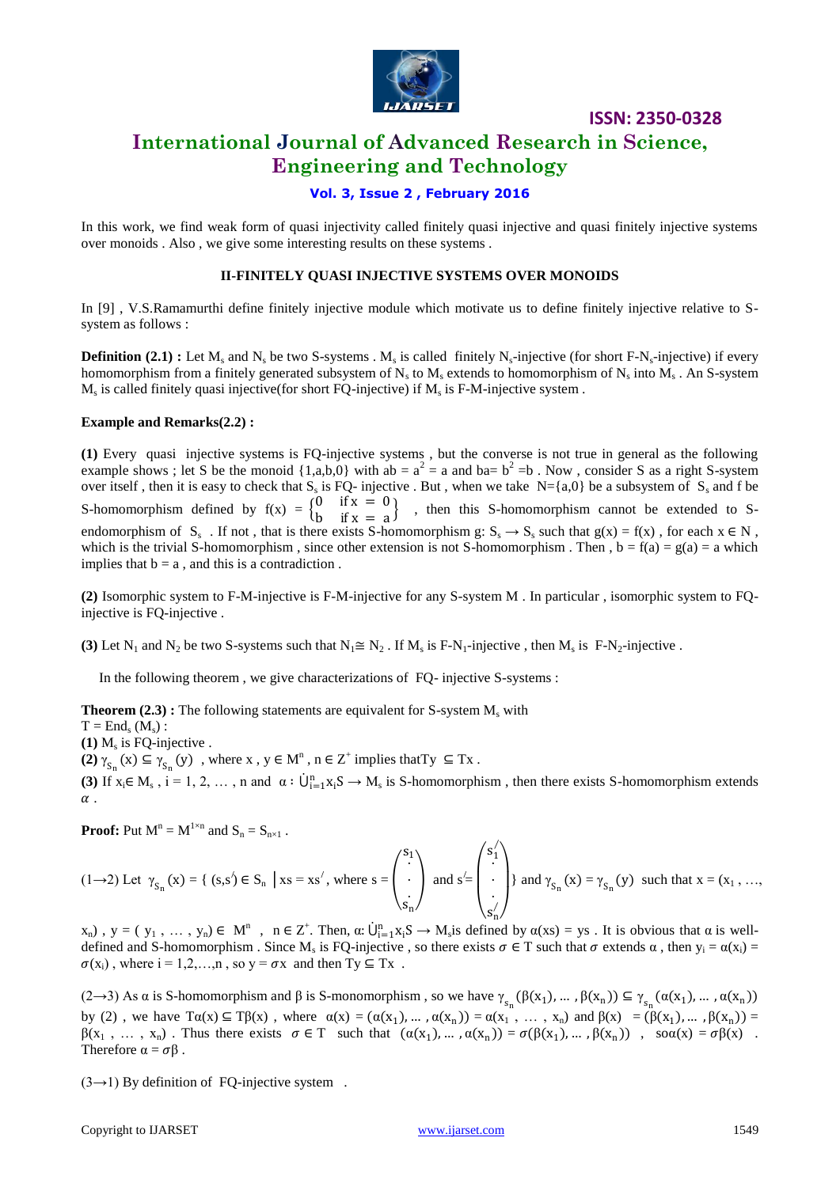In this work, we find weak form of quasi injectivity called finitely quasi injective and quasi finitely injective systems over monoids . Also , we give some interesting results on these systems .

## II-FINITELY QUASI INJECTIVE SYSTEMS OVER MONOIDS

In [9] , V.S.Ramamurthi define finitely injective module which motivate us to define finitely injective relative to S-system as follows :

**Definition (2.1) :** Let $M_s$ and $N_s$ be two S-systems . $M_s$ is called finitely $N_s$-injective (for short F-$N_s$-injective) if every homomorphism from a finitely generated subsystem of $N_s$ to $M_s$ extends to homomorphism of $N_s$ into $M_s$ . An S-system $M_s$ is called finitely quasi injective(for short FQ-injective) if $M_s$ is F-M-injective system .

**Example and Remarks(2.2) :**

**(1)** Every quasi injective systems is FQ-injective systems , but the converse is not true in general as the following example shows ; let S be the monoid $\{1,a,b,0\}$ with $ab = a^2 = a$ and $ba= b^2 =b$ . Now , consider S as a right S-system over itself , then it is easy to check that $S_s$ is FQ- injective . But , when we take $N=\{a,0\}$ be a subsystem of $S_s$ and f be S-homomorphism defined by $f(x) = \begin{Bmatrix} 0 & \text{if } x = 0 \\ b & \text{if } x = a \end{Bmatrix}$ , then this S-homomorphism cannot be extended to S-endomorphism of $S_s$ . If not , that is there exists S-homomorphism $g: S_s \rightarrow S_s$ such that $g(x) = f(x)$ , for each $x \in N$ , which is the trivial S-homomorphism , since other extension is not S-homomorphism . Then , $b = f(a) = g(a) = a$ which implies that $b = a$ , and this is a contradiction .

**(2)** Isomorphic system to F-M-injective is F-M-injective for any S-system M . In particular , isomorphic system to FQ-injective is FQ-injective .

**(3)** Let $N_1$ and $N_2$ be two S-systems such that $N_1 \cong N_2$ . If $M_s$ is F-$N_1$-injective , then $M_s$ is F-$N_2$-injective .

In the following theorem , we give characterizations of FQ- injective S-systems :

**Theorem (2.3) :** The following statements are equivalent for S-system $M_s$ with $T = End_s(M_s)$ :

**(1)** $M_s$ is FQ-injective .

**(2)** $\gamma_{S_n}(x) \subseteq \gamma_{S_n}(y)$ , where $x , y \in M^n$ , $n \in Z^+$ implies that$Ty \subseteq Tx$ .

**(3)** If $x_i \in M_s$ , $i = 1, 2, \ldots , n$ and $\alpha : \dot{\bigcup}_{i=1}^{n} x_i S \rightarrow M_s$ is S-homomorphism , then there exists S-homomorphism extends $\alpha$ .

**Proof:** Put $M^n = M^{1\times n}$ and $S_n = S_{n\times 1}$ .

($1\rightarrow 2$) Let $\gamma_{S_n}(x) = \{ (s,s') \in S_n \mid xs = xs'$, where $s = \begin{pmatrix} s_1 \\ \cdot \\ \cdot \\ s_n \end{pmatrix}$ and $s' = \begin{pmatrix} s_1' \\ \cdot \\ \cdot \\ s_n' \end{pmatrix} \}$ and $\gamma_{S_n}(x) = \gamma_{S_n}(y)$ such that $x = (x_1 , \ldots, x_n)$ , $y = ( y_1 , \ldots , y_n) \in M^n$ , $n \in Z^+$. Then, $\alpha: \dot{\bigcup}_{i=1}^{n} x_i S \rightarrow M_s$is defined by $\alpha(xs) = ys$ . It is obvious that $\alpha$ is well-defined and S-homomorphism . Since $M_s$ is FQ-injective , so there exists $\sigma \in T$ such that $\sigma$ extends $\alpha$ , then $y_i = \alpha(x_i) = \sigma(x_i)$ , where $i = 1,2,\ldots,n$ , so $y = \sigma x$ and then $Ty \subseteq Tx$ .

($2\rightarrow 3$) As $\alpha$ is S-homomorphism and $\beta$ is S-monomorphism , so we have $\gamma_{s_n}(\beta(x_1), \ldots , \beta(x_n)) \subseteq \gamma_{s_n}(\alpha(x_1), \ldots , \alpha(x_n))$ by (2) , we have $T\alpha(x) \subseteq T\beta(x)$ , where $\alpha(x) = (\alpha(x_1), \ldots , \alpha(x_n)) = \alpha(x_1 , \ldots , x_n)$ and $\beta(x) = (\beta(x_1), \ldots , \beta(x_n)) = \beta(x_1 , \ldots , x_n)$ . Thus there exists $\sigma \in T$ such that $(\alpha(x_1), \ldots , \alpha(x_n)) = \sigma(\beta(x_1), \ldots , \beta(x_n))$ , so$\alpha(x) = \sigma\beta(x)$ . Therefore $\alpha = \sigma\beta$ .

($3\rightarrow 1$) By definition of FQ-injective system .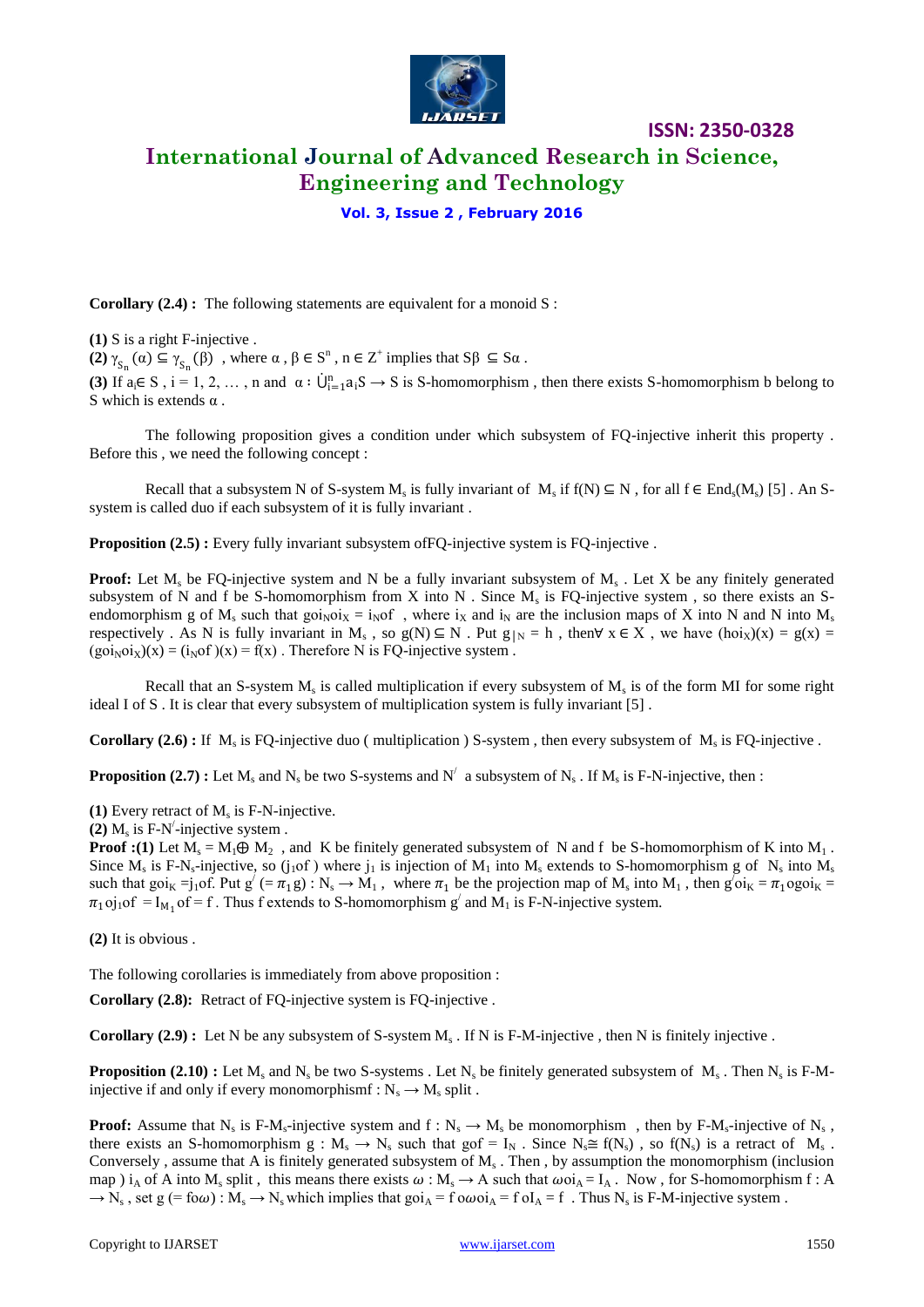**Corollary (2.4) :** The following statements are equivalent for a monoid S :

**(1)** S is a right F-injective .

**(2)** $\gamma_{S_n}(\alpha) \subseteq \gamma_{S_n}(\beta)$ , where $\alpha$ , $\beta \in S^n$ , $n \in Z^+$ implies that $S\beta \subseteq S\alpha$ .

**(3)** If $a_i \in S$ , i = 1, 2, … , n and $\alpha : \dot{\bigcup}_{i=1}^{n} a_i S \rightarrow S$ is S-homomorphism , then there exists S-homomorphism b belong to S which is extends $\alpha$ .

The following proposition gives a condition under which subsystem of FQ-injective inherit this property . Before this , we need the following concept :

Recall that a subsystem N of S-system $M_s$ is fully invariant of $M_s$ if $f(N) \subseteq N$ , for all $f \in End_s(M_s)$ [5] . An S-system is called duo if each subsystem of it is fully invariant .

**Proposition (2.5) :** Every fully invariant subsystem ofFQ-injective system is FQ-injective .

**Proof:** Let $M_s$ be FQ-injective system and N be a fully invariant subsystem of $M_s$ . Let X be any finitely generated subsystem of N and f be S-homomorphism from X into N . Since $M_s$ is FQ-injective system , so there exists an S-endomorphism g of $M_s$ such that $g o i_N o i_X = i_N o f$ , where $i_X$ and $i_N$ are the inclusion maps of X into N and N into $M_s$ respectively . As N is fully invariant in $M_s$ , so $g(N) \subseteq N$ . Put $g_{|N} = h$ , then$\forall$ $x \in X$ , we have $(h o i_X)(x) = g(x) = (g o i_N o i_X)(x) = (i_N o f)(x) = f(x)$ . Therefore N is FQ-injective system .

Recall that an S-system $M_s$ is called multiplication if every subsystem of $M_s$ is of the form MI for some right ideal I of S . It is clear that every subsystem of multiplication system is fully invariant [5] .

**Corollary (2.6) :** If $M_s$ is FQ-injective duo ( multiplication ) S-system , then every subsystem of $M_s$ is FQ-injective .

**Proposition (2.7) :** Let $M_s$ and $N_s$ be two S-systems and $N^/$ a subsystem of $N_s$ . If $M_s$ is F-N-injective, then :

**(1)** Every retract of $M_s$ is F-N-injective.

**(2)** $M_s$ is F-$N^/$-injective system .

**Proof :(1)** Let $M_s = M_1 \oplus M_2$ , and K be finitely generated subsystem of N and f be S-homomorphism of K into $M_1$ . Since $M_s$ is F-$N_s$-injective, so ($j_1 o f$ ) where $j_1$ is injection of $M_1$ into $M_s$ extends to S-homomorphism g of $N_s$ into $M_s$ such that $g o i_K = j_1 o f$. Put $g^/ (= \pi_1 g) : N_s \rightarrow M_1$ , where $\pi_1$ be the projection map of $M_s$ into $M_1$ , then $g^/ o i_K = \pi_1 o g o i_K = \pi_1 o j_1 o f = I_{M_1} o f = f$ . Thus f extends to S-homomorphism $g^/$ and $M_1$ is F-N-injective system.

**(2)** It is obvious .

The following corollaries is immediately from above proposition :

**Corollary (2.8):** Retract of FQ-injective system is FQ-injective .

**Corollary (2.9) :** Let N be any subsystem of S-system $M_s$ . If N is F-M-injective , then N is finitely injective .

**Proposition (2.10) :** Let $M_s$ and $N_s$ be two S-systems . Let $N_s$ be finitely generated subsystem of $M_s$ . Then $N_s$ is F-M-injective if and only if every monomorphismf : $N_s \rightarrow M_s$ split .

**Proof:** Assume that $N_s$ is F-$M_s$-injective system and f : $N_s \rightarrow M_s$ be monomorphism , then by F-$M_s$-injective of $N_s$ , there exists an S-homomorphism g : $M_s \rightarrow N_s$ such that $g o f = I_N$ . Since $N_s \cong f(N_s)$ , so $f(N_s)$ is a retract of $M_s$ . Conversely , assume that A is finitely generated subsystem of $M_s$ . Then , by assumption the monomorphism (inclusion map ) $i_A$ of A into $M_s$ split , this means there exists $\omega : M_s \rightarrow A$ such that $\omega o i_A = I_A$ . Now , for S-homomorphism f : A $\rightarrow N_s$ , set g (= $f o \omega$) : $M_s \rightarrow N_s$ which implies that $g o i_A = f o \omega o i_A = f o I_A = f$ . Thus $N_s$ is F-M-injective system .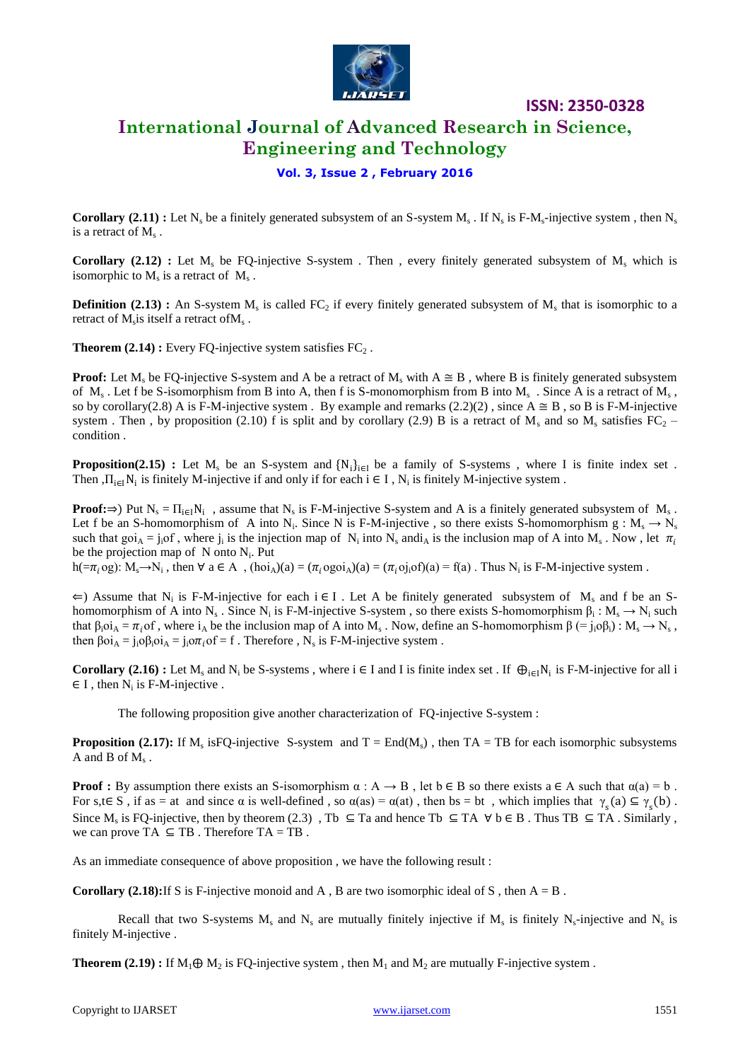**Corollary (2.11) :** Let $N_s$ be a finitely generated subsystem of an S-system $M_s$ . If $N_s$ is F-$M_s$-injective system , then $N_s$ is a retract of $M_s$ .

**Corollary (2.12) :** Let $M_s$ be FQ-injective S-system . Then , every finitely generated subsystem of $M_s$ which is isomorphic to $M_s$ is a retract of $M_s$ .

**Definition (2.13) :** An S-system $M_s$ is called $FC_2$ if every finitely generated subsystem of $M_s$ that is isomorphic to a retract of $M_s$is itself a retract of$M_s$ .

**Theorem (2.14) :** Every FQ-injective system satisfies $FC_2$ .

**Proof:** Let $M_s$ be FQ-injective S-system and A be a retract of $M_s$ with $A \cong B$ , where B is finitely generated subsystem of $M_s$ . Let f be S-isomorphism from B into A, then f is S-monomorphism from B into $M_s$ . Since A is a retract of $M_s$ , so by corollary(2.8) A is F-M-injective system . By example and remarks (2.2)(2) , since $A \cong B$ , so B is F-M-injective system . Then , by proposition (2.10) f is split and by corollary (2.9) B is a retract of $M_s$ and so $M_s$ satisfies $FC_2$ – condition .

**Proposition(2.15) :** Let $M_s$ be an S-system and $\{N_i\}_{i\in I}$ be a family of S-systems , where I is finite index set . Then ,$\Pi_{i\in I} N_i$ is finitely M-injective if and only if for each $i \in I$ , $N_i$ is finitely M-injective system .

**Proof:**⇒) Put $N_s = \Pi_{i\in I} N_i$ , assume that $N_s$ is F-M-injective S-system and A is a finitely generated subsystem of $M_s$ . Let f be an S-homomorphism of A into $N_i$. Since N is F-M-injective , so there exists S-homomorphism $g : M_s \rightarrow N_s$ such that $g o i_A = j_i o f$ , where $j_i$ is the injection map of $N_i$ into $N_s$ and$i_A$ is the inclusion map of A into $M_s$ . Now , let $\pi_i$ be the projection map of N onto $N_i$. Put

$h(=\pi_i o g)$: $M_s \rightarrow N_i$ , then $\forall a \in A$ , $(h o i_A)(a) = (\pi_i o g o i_A)(a) = (\pi_i o j_i o f)(a) = f(a)$ . Thus $N_i$ is F-M-injective system .

⇐) Assume that $N_i$ is F-M-injective for each $i \in I$ . Let A be finitely generated subsystem of $M_s$ and f be an S-homomorphism of A into $N_s$ . Since $N_i$ is F-M-injective S-system , so there exists S-homomorphism $\beta_i : M_s \rightarrow N_i$ such that $\beta_i o i_A = \pi_i o f$ , where $i_A$ be the inclusion map of A into $M_s$ . Now, define an S-homomorphism $\beta (= j_i o \beta_i) : M_s \rightarrow N_s$ , then $\beta o i_A = j_i o \beta_i o i_A = j_i o \pi_i o f = f$ . Therefore , $N_s$ is F-M-injective system .

**Corollary (2.16) :** Let $M_s$ and $N_i$ be S-systems , where $i \in I$ and I is finite index set . If $\oplus_{i\in I} N_i$ is F-M-injective for all $i \in I$ , then $N_i$ is F-M-injective .

The following proposition give another characterization of FQ-injective S-system :

**Proposition (2.17):** If $M_s$ isFQ-injective S-system and $T = End(M_s)$ , then TA = TB for each isomorphic subsystems A and B of $M_s$ .

**Proof :** By assumption there exists an S-isomorphism $\alpha : A \rightarrow B$ , let $b \in B$ so there exists $a \in A$ such that $\alpha(a) = b$ . For $s,t \in S$ , if as = at and since $\alpha$ is well-defined , so $\alpha(as) = \alpha(at)$ , then bs = bt , which implies that $\gamma_s(a) \subseteq \gamma_s(b)$ . Since $M_s$ is FQ-injective, then by theorem (2.3) , $Tb \subseteq Ta$ and hence $Tb \subseteq TA$ $\forall b \in B$ . Thus $TB \subseteq TA$ . Similarly , we can prove $TA \subseteq TB$ . Therefore TA = TB .

As an immediate consequence of above proposition , we have the following result :

**Corollary (2.18):**If S is F-injective monoid and A , B are two isomorphic ideal of S , then A = B .

Recall that two S-systems $M_s$ and $N_s$ are mutually finitely injective if $M_s$ is finitely $N_s$-injective and $N_s$ is finitely M-injective .

**Theorem (2.19) :** If $M_1 \oplus M_2$ is FQ-injective system , then $M_1$ and $M_2$ are mutually F-injective system .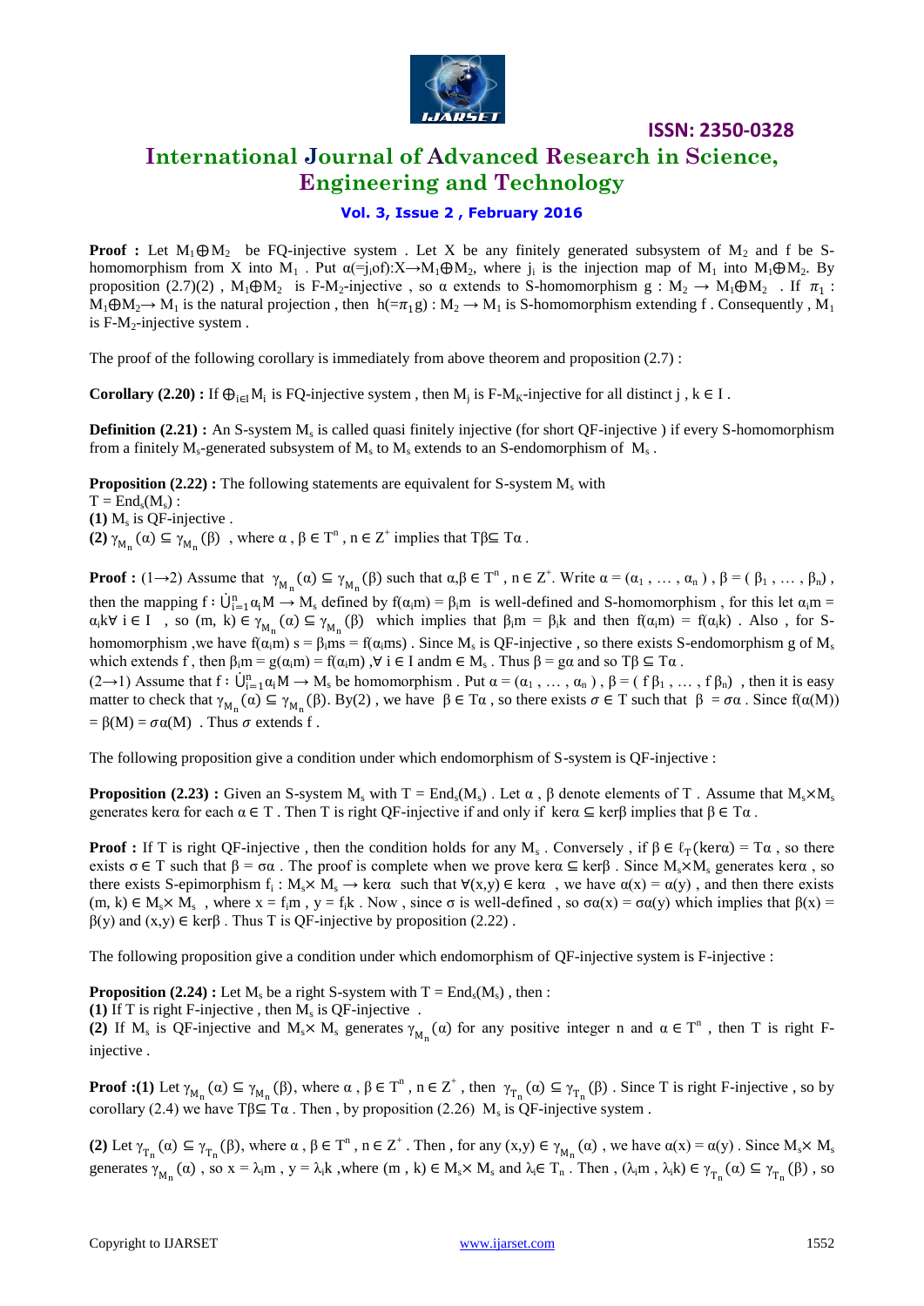**Proof :** Let $M_1 \oplus M_2$ be FQ-injective system . Let X be any finitely generated subsystem of $M_2$ and f be S-homomorphism from X into $M_1$ . Put $\alpha(=j_1 o f):X \rightarrow M_1 \oplus M_2$, where $j_1$ is the injection map of $M_1$ into $M_1 \oplus M_2$. By proposition (2.7)(2) , $M_1 \oplus M_2$ is F-$M_2$-injective , so α extends to S-homomorphism $g : M_2 \rightarrow M_1 \oplus M_2$ . If $\pi_1 : M_1 \oplus M_2 \rightarrow M_1$ is the natural projection , then $h(=\pi_1 g) : M_2 \rightarrow M_1$ is S-homomorphism extending f . Consequently , $M_1$ is F-$M_2$-injective system .

The proof of the following corollary is immediately from above theorem and proposition (2.7) :

**Corollary (2.20) :** If $\oplus_{i \in I} M_i$ is FQ-injective system , then $M_j$ is F-$M_K$-injective for all distinct j , k ∈ I .

**Definition (2.21) :** An S-system $M_s$ is called quasi finitely injective (for short QF-injective ) if every S-homomorphism from a finitely $M_s$-generated subsystem of $M_s$ to $M_s$ extends to an S-endomorphism of $M_s$ .

**Proposition (2.22) :** The following statements are equivalent for S-system $M_s$ with $T = End_s(M_s)$ :

**(1)** $M_s$ is QF-injective .

**(2)** $\gamma_{M_n}(\alpha) \subseteq \gamma_{M_n}(\beta)$ , where $\alpha , \beta \in T^n$ , $n \in Z^+$ implies that $T\beta \subseteq T\alpha$ .

**Proof :** (1→2) Assume that $\gamma_{M_n}(\alpha) \subseteq \gamma_{M_n}(\beta)$ such that $\alpha,\beta \in T^n$ , $n \in Z^+$. Write $\alpha = (\alpha_1 , \dots , \alpha_n )$ , $\beta = ( \beta_1 , \dots , \beta_n)$ , then the mapping $f : \dot{\bigcup}_{i=1}^{n} \alpha_i M \rightarrow M_s$ defined by $f(\alpha_i m) = \beta_i m$ is well-defined and S-homomorphism , for this let $\alpha_i m = \alpha_i k \forall\, i \in I$ , so $(m, k) \in \gamma_{M_n}(\alpha) \subseteq \gamma_{M_n}(\beta)$ which implies that $\beta_i m = \beta_i k$ and then $f(\alpha_i m) = f(\alpha_i k)$ . Also , for S-homomorphism ,we have $f(\alpha_i m)\, s = \beta_i ms = f(\alpha_i ms)$ . Since $M_s$ is QF-injective , so there exists S-endomorphism g of $M_s$ which extends f , then $\beta_i m = g(\alpha_i m) = f(\alpha_i m)$ ,∀ i ∈ I andm ∈ $M_s$ . Thus $\beta = g\alpha$ and so $T\beta \subseteq T\alpha$ .

(2→1) Assume that $f : \dot{\bigcup}_{i=1}^{n} \alpha_i M \rightarrow M_s$ be homomorphism . Put $\alpha = (\alpha_1 , \dots , \alpha_n )$ , $\beta = ( f\beta_1 , \dots , f\beta_n)$ , then it is easy matter to check that $\gamma_{M_n}(\alpha) \subseteq \gamma_{M_n}(\beta)$. By(2) , we have $\beta \in T\alpha$ , so there exists $\sigma \in T$ such that $\beta = \sigma\alpha$ . Since $f(\alpha(M)) = \beta(M) = \sigma\alpha(M)$ . Thus $\sigma$ extends f .

The following proposition give a condition under which endomorphism of S-system is QF-injective :

**Proposition (2.23) :** Given an S-system $M_s$ with $T = End_s(M_s)$ . Let α , β denote elements of T . Assume that $M_s \times M_s$ generates kerα for each α ∈ T . Then T is right QF-injective if and only if kerα ⊆ kerβ implies that β ∈ Tα .

**Proof :** If T is right QF-injective , then the condition holds for any $M_s$ . Conversely , if $\beta \in \ell_T(\ker\alpha) = T\alpha$ , so there exists σ ∈ T such that β = σα . The proof is complete when we prove kerα ⊆ kerβ . Since $M_s \times M_s$ generates kerα , so there exists S-epimorphism $f_i : M_s \times M_s \rightarrow \ker\alpha$ such that ∀(x,y) ∈ kerα , we have α(x) = α(y) , and then there exists $(m, k) \in M_s \times M_s$ , where $x = f_i m$ , $y = f_i k$ . Now , since σ is well-defined , so σα(x) = σα(y) which implies that β(x) = β(y) and (x,y) ∈ kerβ . Thus T is QF-injective by proposition (2.22) .

The following proposition give a condition under which endomorphism of QF-injective system is F-injective :

**Proposition (2.24) :** Let $M_s$ be a right S-system with $T = End_s(M_s)$ , then :

**(1)** If T is right F-injective , then $M_s$ is QF-injective .

**(2)** If $M_s$ is QF-injective and $M_s \times M_s$ generates $\gamma_{M_n}(\alpha)$ for any positive integer n and $\alpha \in T^n$ , then T is right F-injective .

**Proof :(1)** Let $\gamma_{M_n}(\alpha) \subseteq \gamma_{M_n}(\beta)$, where $\alpha , \beta \in T^n$ , $n \in Z^+$ , then $\gamma_{T_n}(\alpha) \subseteq \gamma_{T_n}(\beta)$ . Since T is right F-injective , so by corollary (2.4) we have $T\beta \subseteq T\alpha$ . Then , by proposition (2.26) $M_s$ is QF-injective system .

**(2)** Let $\gamma_{T_n}(\alpha) \subseteq \gamma_{T_n}(\beta)$, where $\alpha , \beta \in T^n$ , $n \in Z^+$ . Then , for any $(x,y) \in \gamma_{M_n}(\alpha)$ , we have α(x) = α(y) . Since $M_s \times M_s$ generates $\gamma_{M_n}(\alpha)$ , so $x = \lambda_i m$ , $y = \lambda_i k$ ,where $(m , k) \in M_s \times M_s$ and $\lambda_i \in T_n$ . Then , $(\lambda_i m , \lambda_i k) \in \gamma_{T_n}(\alpha) \subseteq \gamma_{T_n}(\beta)$ , so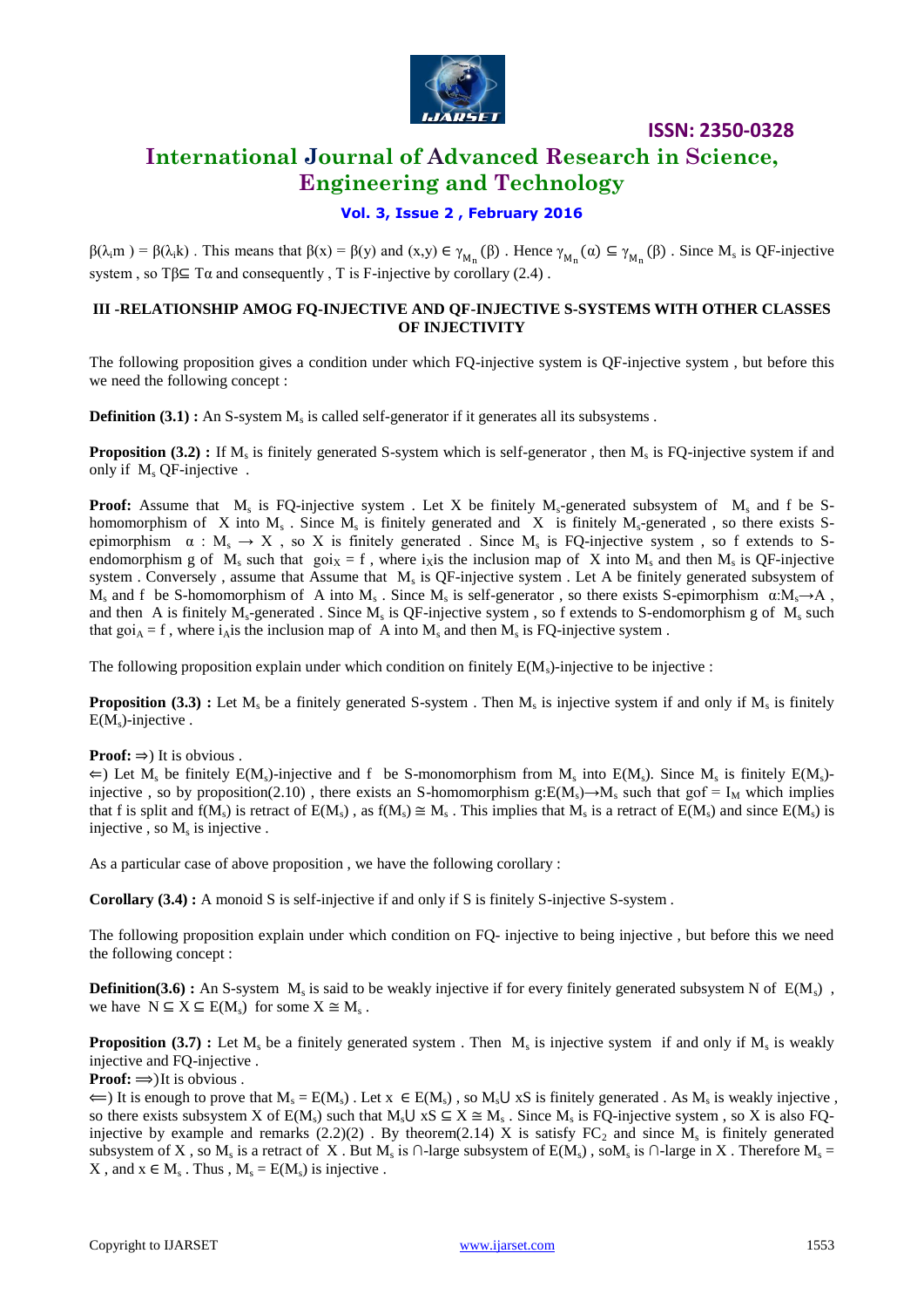$\beta(\lambda_i m) = \beta(\lambda_i k)$ . This means that $\beta(x) = \beta(y)$ and $(x,y) \in \gamma_{M_n}(\beta)$ . Hence $\gamma_{M_n}(\alpha) \subseteq \gamma_{M_n}(\beta)$ . Since $M_s$ is QF-injective system , so $T\beta \subseteq T\alpha$ and consequently , T is F-injective by corollary (2.4) .

### III -RELATIONSHIP AMOG FQ-INJECTIVE AND QF-INJECTIVE S-SYSTEMS WITH OTHER CLASSES OF INJECTIVITY

The following proposition gives a condition under which FQ-injective system is QF-injective system , but before this we need the following concept :

**Definition (3.1) :** An S-system $M_s$ is called self-generator if it generates all its subsystems .

**Proposition (3.2) :** If $M_s$ is finitely generated S-system which is self-generator , then $M_s$ is FQ-injective system if and only if $M_s$ QF-injective .

**Proof:** Assume that $M_s$ is FQ-injective system . Let X be finitely $M_s$-generated subsystem of $M_s$ and f be S-homomorphism of X into $M_s$ . Since $M_s$ is finitely generated and X is finitely $M_s$-generated , so there exists S-epimorphism $\alpha : M_s \to X$ , so X is finitely generated . Since $M_s$ is FQ-injective system , so f extends to S-endomorphism g of $M_s$ such that $goi_X = f$ , where $i_X$is the inclusion map of X into $M_s$ and then $M_s$ is QF-injective system . Conversely , assume that Assume that $M_s$ is QF-injective system . Let A be finitely generated subsystem of $M_s$ and f be S-homomorphism of A into $M_s$ . Since $M_s$ is self-generator , so there exists S-epimorphism $\alpha:M_s\to A$ , and then A is finitely $M_s$-generated . Since $M_s$ is QF-injective system , so f extends to S-endomorphism g of $M_s$ such that $goi_A = f$ , where $i_A$is the inclusion map of A into $M_s$ and then $M_s$ is FQ-injective system .

The following proposition explain under which condition on finitely $E(M_s)$-injective to be injective :

**Proposition (3.3) :** Let $M_s$ be a finitely generated S-system . Then $M_s$ is injective system if and only if $M_s$ is finitely $E(M_s)$-injective .

**Proof:** $\Rightarrow$) It is obvious .
$\Leftarrow$) Let $M_s$ be finitely $E(M_s)$-injective and f be S-monomorphism from $M_s$ into $E(M_s)$. Since $M_s$ is finitely $E(M_s)$-injective , so by proposition(2.10) , there exists an S-homomorphism $g:E(M_s)\to M_s$ such that $gof = I_M$ which implies that f is split and $f(M_s)$ is retract of $E(M_s)$ , as $f(M_s) \cong M_s$ . This implies that $M_s$ is a retract of $E(M_s)$ and since $E(M_s)$ is injective , so $M_s$ is injective .

As a particular case of above proposition , we have the following corollary :

**Corollary (3.4) :** A monoid S is self-injective if and only if S is finitely S-injective S-system .

The following proposition explain under which condition on FQ- injective to being injective , but before this we need the following concept :

**Definition(3.6) :** An S-system $M_s$ is said to be weakly injective if for every finitely generated subsystem N of $E(M_s)$ , we have $N \subseteq X \subseteq E(M_s)$ for some $X \cong M_s$ .

**Proposition (3.7) :** Let $M_s$ be a finitely generated system . Then $M_s$ is injective system if and only if $M_s$ is weakly injective and FQ-injective .

**Proof:** $\Longrightarrow$)It is obvious .
$\Longleftarrow$) It is enough to prove that $M_s = E(M_s)$ . Let $x \in E(M_s)$ , so $M_s \cup xS$ is finitely generated . As $M_s$ is weakly injective , so there exists subsystem X of $E(M_s)$ such that $M_s \cup xS \subseteq X \cong M_s$ . Since $M_s$ is FQ-injective system , so X is also FQ-injective by example and remarks (2.2)(2) . By theorem(2.14) X is satisfy $FC_2$ and since $M_s$ is finitely generated subsystem of X , so $M_s$ is a retract of X . But $M_s$ is $\cap$-large subsystem of $E(M_s)$ , so$M_s$ is $\cap$-large in X . Therefore $M_s = X$ , and $x \in M_s$ . Thus , $M_s = E(M_s)$ is injective .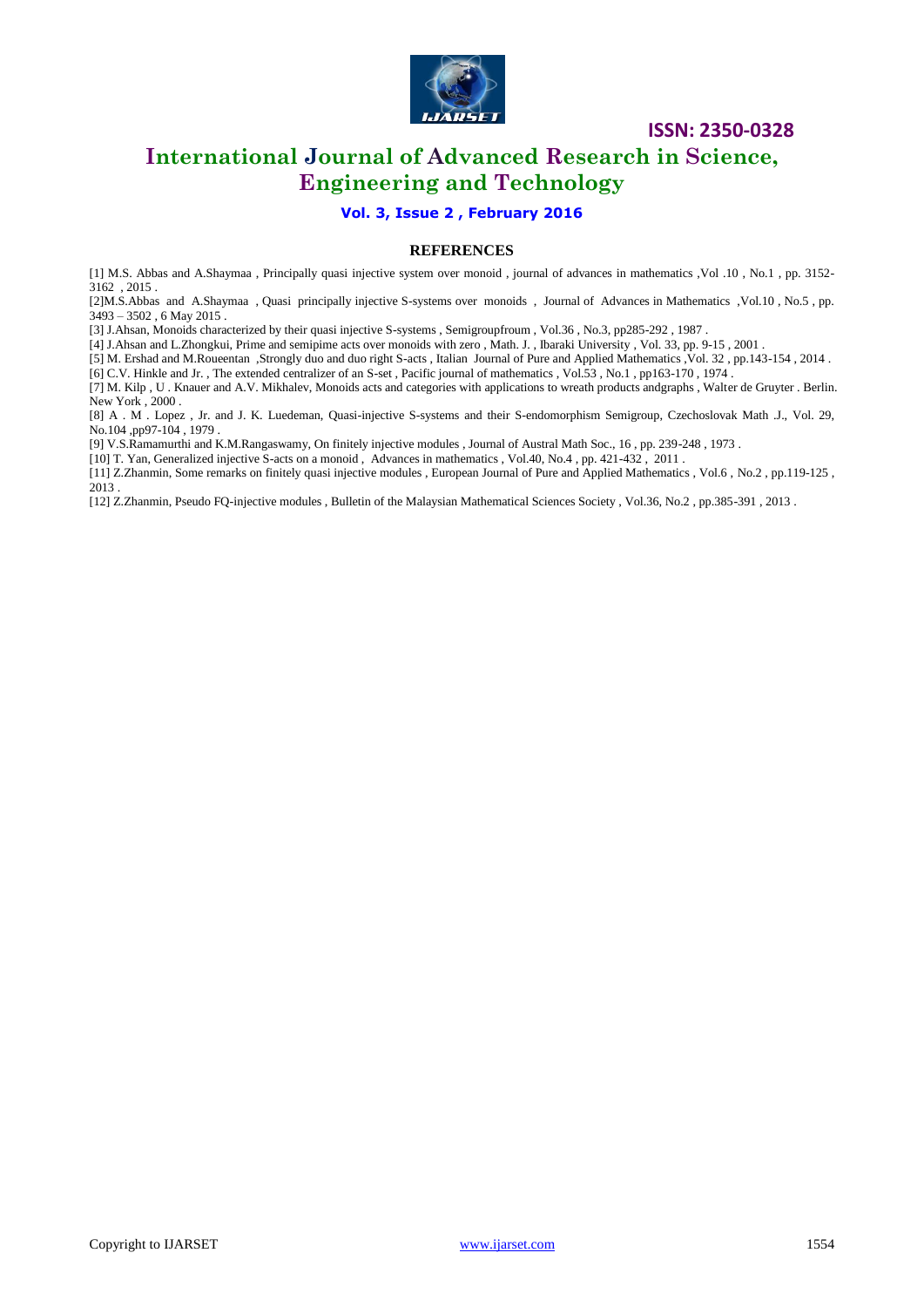# REFERENCES

[1] M.S. Abbas and A.Shaymaa , Principally quasi injective system over monoid , journal of advances in mathematics ,Vol .10 , No.1 , pp. 3152-3162 , 2015 .

[2]M.S.Abbas and A.Shaymaa , Quasi principally injective S-systems over monoids , Journal of Advances in Mathematics ,Vol.10 , No.5 , pp. 3493 – 3502 , 6 May 2015 .

[3] J.Ahsan, Monoids characterized by their quasi injective S-systems , Semigroupfroum , Vol.36 , No.3, pp285-292 , 1987 .

[4] J.Ahsan and L.Zhongkui, Prime and semipime acts over monoids with zero , Math. J. , Ibaraki University , Vol. 33, pp. 9-15 , 2001 .

[5] M. Ershad and M.Roueentan ,Strongly duo and duo right S-acts , Italian Journal of Pure and Applied Mathematics ,Vol. 32 , pp.143-154 , 2014 .

[6] C.V. Hinkle and Jr. , The extended centralizer of an S-set , Pacific journal of mathematics , Vol.53 , No.1 , pp163-170 , 1974 .

[7] M. Kilp , U . Knauer and A.V. Mikhalev, Monoids acts and categories with applications to wreath products andgraphs , Walter de Gruyter . Berlin. New York , 2000 .

[8] A . M . Lopez , Jr. and J. K. Luedeman, Quasi-injective S-systems and their S-endomorphism Semigroup, Czechoslovak Math .J., Vol. 29, No.104 ,pp97-104 , 1979 .

[9] V.S.Ramamurthi and K.M.Rangaswamy, On finitely injective modules , Journal of Austral Math Soc., 16 , pp. 239-248 , 1973 .

[10] T. Yan, Generalized injective S-acts on a monoid , Advances in mathematics , Vol.40, No.4 , pp. 421-432 , 2011 .

[11] Z.Zhanmin, Some remarks on finitely quasi injective modules , European Journal of Pure and Applied Mathematics , Vol.6 , No.2 , pp.119-125 , 2013 .

[12] Z.Zhanmin, Pseudo FQ-injective modules , Bulletin of the Malaysian Mathematical Sciences Society , Vol.36, No.2 , pp.385-391 , 2013 .